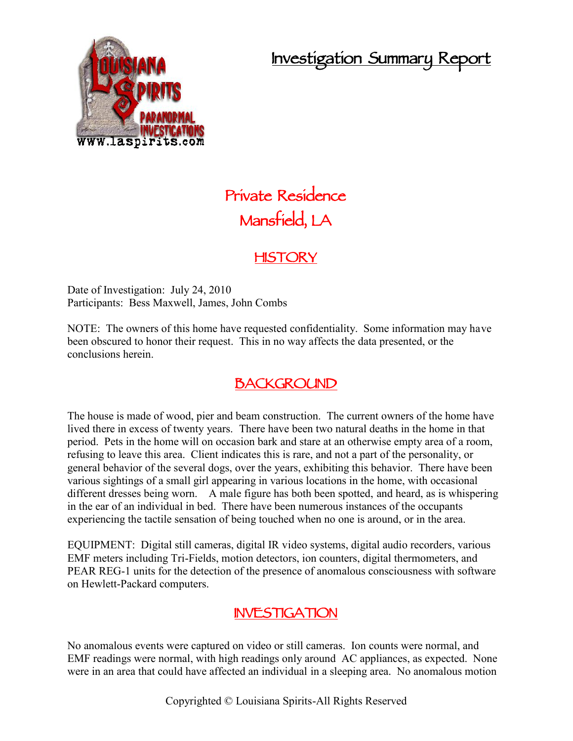# Investigation Summary Report

## Private Residence
## Mansfield, LA

## HISTORY

Date of Investigation: July 24, 2010
Participants: Bess Maxwell, James, John Combs

NOTE: The owners of this home have requested confidentiality. Some information may have been obscured to honor their request. This in no way affects the data presented, or the conclusions herein.

## BACKGROUND

The house is made of wood, pier and beam construction. The current owners of the home have lived there in excess of twenty years. There have been two natural deaths in the home in that period. Pets in the home will on occasion bark and stare at an otherwise empty area of a room, refusing to leave this area. Client indicates this is rare, and not a part of the personality, or general behavior of the several dogs, over the years, exhibiting this behavior. There have been various sightings of a small girl appearing in various locations in the home, with occasional different dresses being worn. A male figure has both been spotted, and heard, as is whispering in the ear of an individual in bed. There have been numerous instances of the occupants experiencing the tactile sensation of being touched when no one is around, or in the area.

EQUIPMENT: Digital still cameras, digital IR video systems, digital audio recorders, various EMF meters including Tri-Fields, motion detectors, ion counters, digital thermometers, and PEAR REG-1 units for the detection of the presence of anomalous consciousness with software on Hewlett-Packard computers.

## INVESTIGATION

No anomalous events were captured on video or still cameras. Ion counts were normal, and EMF readings were normal, with high readings only around AC appliances, as expected. None were in an area that could have affected an individual in a sleeping area. No anomalous motion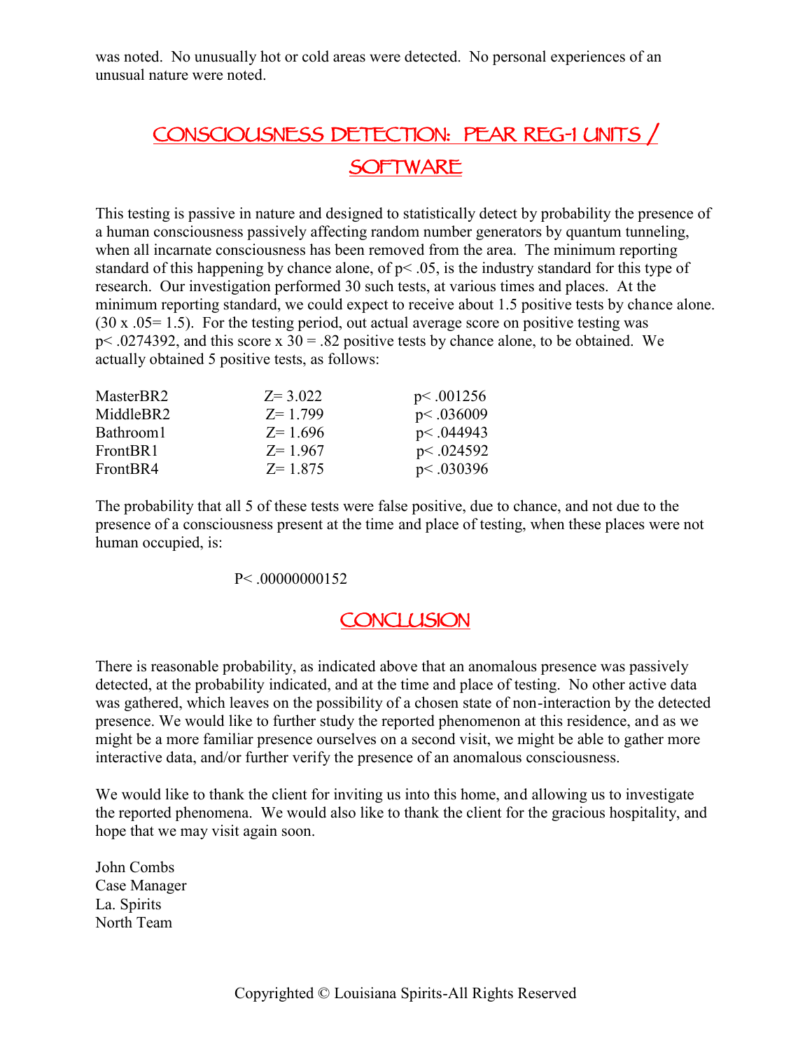was noted. No unusually hot or cold areas were detected. No personal experiences of an unusual nature were noted.

## CONSCIOUSNESS DETECTION: PEAR REG-1 UNITS / SOFTWARE

This testing is passive in nature and designed to statistically detect by probability the presence of a human consciousness passively affecting random number generators by quantum tunneling, when all incarnate consciousness has been removed from the area. The minimum reporting standard of this happening by chance alone, of $p < .05$, is the industry standard for this type of research. Our investigation performed 30 such tests, at various times and places. At the minimum reporting standard, we could expect to receive about 1.5 positive tests by chance alone. ($30 \times .05 = 1.5$). For the testing period, out actual average score on positive testing was $p < .0274392$, and this score x $30 = .82$ positive tests by chance alone, to be obtained. We actually obtained 5 positive tests, as follows:

| | | |
|---|---|---|
| MasterBR2 | $Z = 3.022$ | $p < .001256$ |
| MiddleBR2 | $Z = 1.799$ | $p < .036009$ |
| Bathroom1 | $Z = 1.696$ | $p < .044943$ |
| FrontBR1 | $Z = 1.967$ | $p < .024592$ |
| FrontBR4 | $Z = 1.875$ | $p < .030396$ |

The probability that all 5 of these tests were false positive, due to chance, and not due to the presence of a consciousness present at the time and place of testing, when these places were not human occupied, is:

$$P < .00000000152$$

## CONCLUSION

There is reasonable probability, as indicated above that an anomalous presence was passively detected, at the probability indicated, and at the time and place of testing. No other active data was gathered, which leaves on the possibility of a chosen state of non-interaction by the detected presence. We would like to further study the reported phenomenon at this residence, and as we might be a more familiar presence ourselves on a second visit, we might be able to gather more interactive data, and/or further verify the presence of an anomalous consciousness.

We would like to thank the client for inviting us into this home, and allowing us to investigate the reported phenomena. We would also like to thank the client for the gracious hospitality, and hope that we may visit again soon.

John Combs
Case Manager
La. Spirits
North Team

Copyrighted © Louisiana Spirits-All Rights Reserved